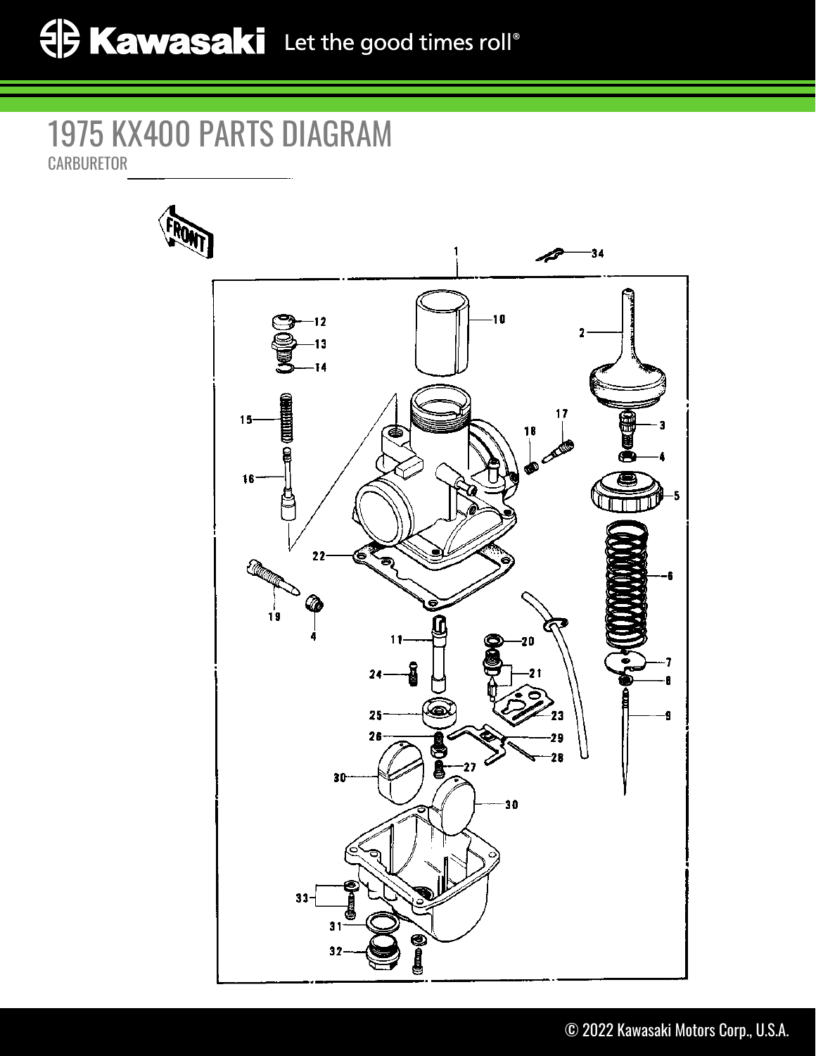# 1975 KX400 PARTS DIAGRAM

CARBURETOR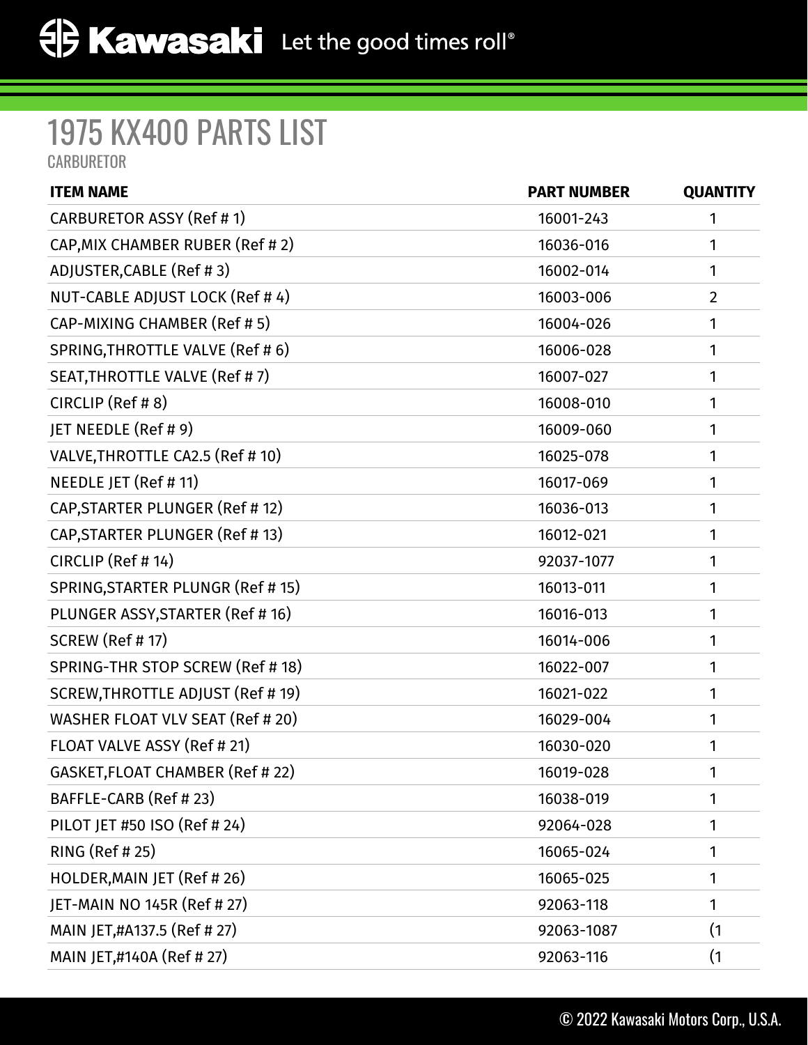# 1975 KX400 PARTS LIST

CARBURETOR

| ITEM NAME | PART NUMBER | QUANTITY |
|---|---|---|
| CARBURETOR ASSY (Ref # 1) | 16001-243 | 1 |
| CAP,MIX CHAMBER RUBER (Ref # 2) | 16036-016 | 1 |
| ADJUSTER,CABLE (Ref # 3) | 16002-014 | 1 |
| NUT-CABLE ADJUST LOCK (Ref # 4) | 16003-006 | 2 |
| CAP-MIXING CHAMBER (Ref # 5) | 16004-026 | 1 |
| SPRING,THROTTLE VALVE (Ref # 6) | 16006-028 | 1 |
| SEAT,THROTTLE VALVE (Ref # 7) | 16007-027 | 1 |
| CIRCLIP (Ref # 8) | 16008-010 | 1 |
| JET NEEDLE (Ref # 9) | 16009-060 | 1 |
| VALVE,THROTTLE CA2.5 (Ref # 10) | 16025-078 | 1 |
| NEEDLE JET (Ref # 11) | 16017-069 | 1 |
| CAP,STARTER PLUNGER (Ref # 12) | 16036-013 | 1 |
| CAP,STARTER PLUNGER (Ref # 13) | 16012-021 | 1 |
| CIRCLIP (Ref # 14) | 92037-1077 | 1 |
| SPRING,STARTER PLUNGR (Ref # 15) | 16013-011 | 1 |
| PLUNGER ASSY,STARTER (Ref # 16) | 16016-013 | 1 |
| SCREW (Ref # 17) | 16014-006 | 1 |
| SPRING-THR STOP SCREW (Ref # 18) | 16022-007 | 1 |
| SCREW,THROTTLE ADJUST (Ref # 19) | 16021-022 | 1 |
| WASHER FLOAT VLV SEAT (Ref # 20) | 16029-004 | 1 |
| FLOAT VALVE ASSY (Ref # 21) | 16030-020 | 1 |
| GASKET,FLOAT CHAMBER (Ref # 22) | 16019-028 | 1 |
| BAFFLE-CARB (Ref # 23) | 16038-019 | 1 |
| PILOT JET #50 ISO (Ref # 24) | 92064-028 | 1 |
| RING (Ref # 25) | 16065-024 | 1 |
| HOLDER,MAIN JET (Ref # 26) | 16065-025 | 1 |
| JET-MAIN NO 145R (Ref # 27) | 92063-118 | 1 |
| MAIN JET,#A137.5 (Ref # 27) | 92063-1087 | (1 |
| MAIN JET,#140A (Ref # 27) | 92063-116 | (1 |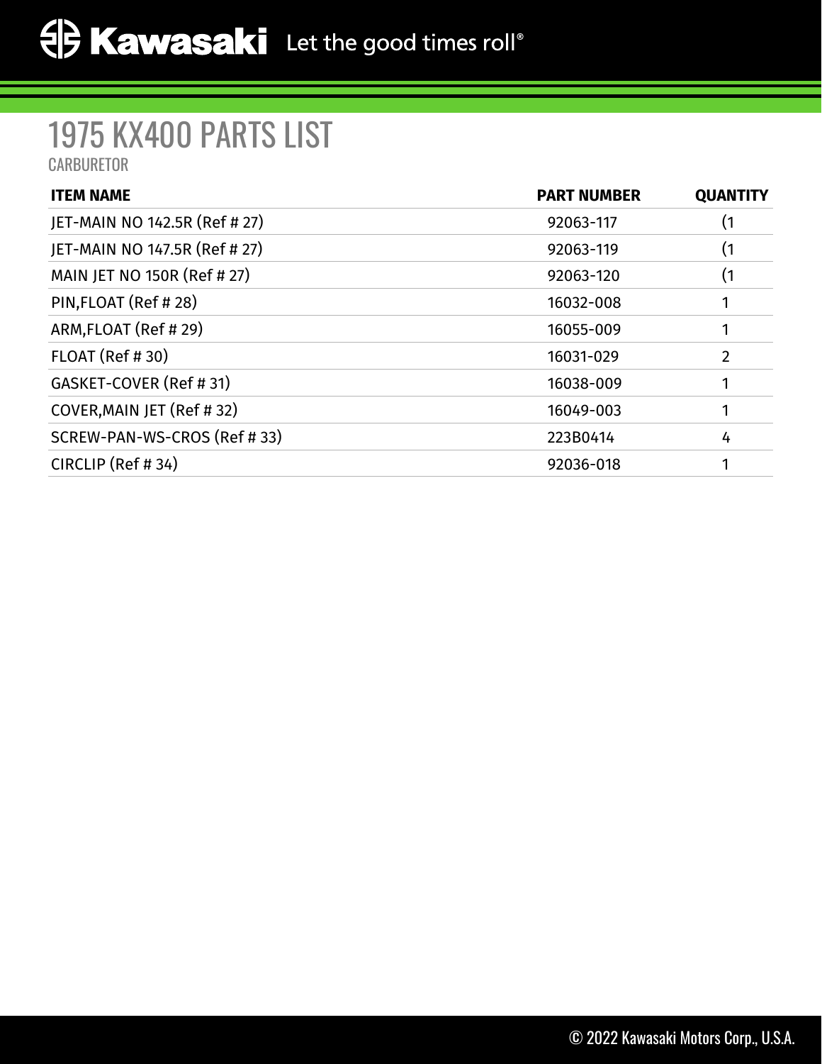# 1975 KX400 PARTS LIST

CARBURETOR

| ITEM NAME | PART NUMBER | QUANTITY |
|---|---|---|
| JET-MAIN NO 142.5R (Ref # 27) | 92063-117 | (1 |
| JET-MAIN NO 147.5R (Ref # 27) | 92063-119 | (1 |
| MAIN JET NO 150R (Ref # 27) | 92063-120 | (1 |
| PIN,FLOAT (Ref # 28) | 16032-008 | 1 |
| ARM,FLOAT (Ref # 29) | 16055-009 | 1 |
| FLOAT (Ref # 30) | 16031-029 | 2 |
| GASKET-COVER (Ref # 31) | 16038-009 | 1 |
| COVER,MAIN JET (Ref # 32) | 16049-003 | 1 |
| SCREW-PAN-WS-CROS (Ref # 33) | 223B0414 | 4 |
| CIRCLIP (Ref # 34) | 92036-018 | 1 |